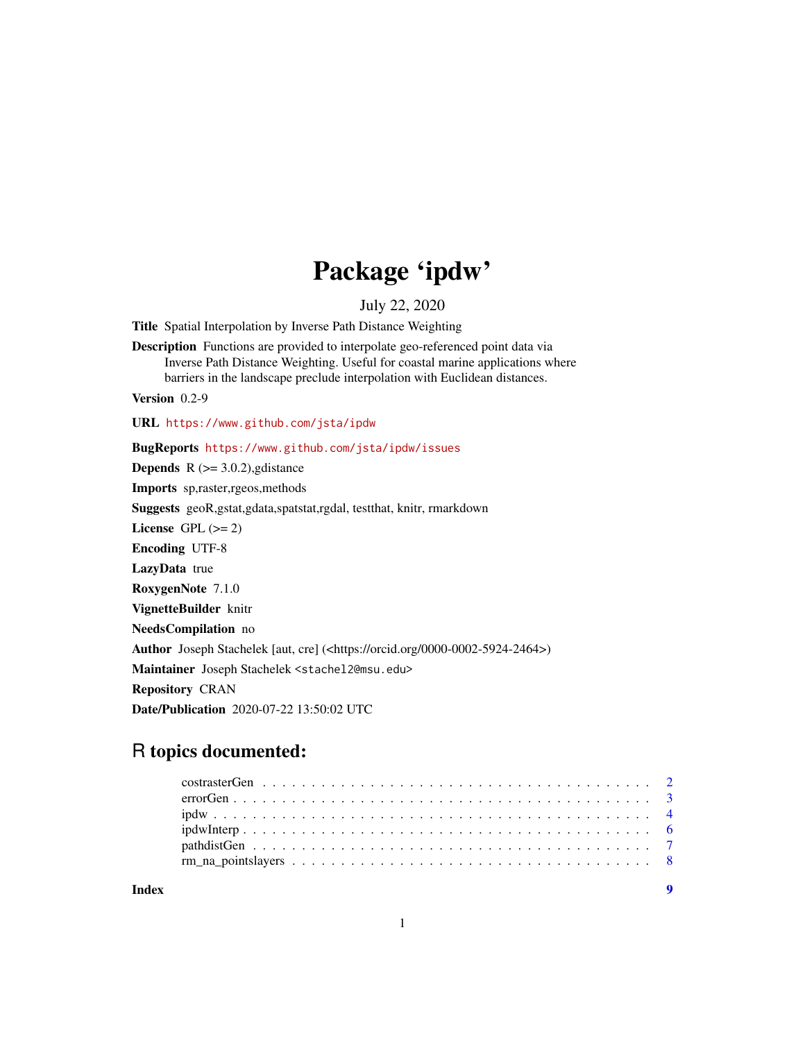# Package 'ipdw'

July 22, 2020

**Title** Spatial Interpolation by Inverse Path Distance Weighting

**Description** Functions are provided to interpolate geo-referenced point data via Inverse Path Distance Weighting. Useful for coastal marine applications where barriers in the landscape preclude interpolation with Euclidean distances.

**Version** 0.2-9

**URL** https://www.github.com/jsta/ipdw

**BugReports** https://www.github.com/jsta/ipdw/issues

**Depends** R (>= 3.0.2),gdistance

**Imports** sp,raster,rgeos,methods

**Suggests** geoR,gstat,gdata,spatstat,rgdal, testthat, knitr, rmarkdown

**License** GPL (>= 2)

**Encoding** UTF-8

**LazyData** true

**RoxygenNote** 7.1.0

**VignetteBuilder** knitr

**NeedsCompilation** no

**Author** Joseph Stachelek [aut, cre] (<https://orcid.org/0000-0002-5924-2464>)

**Maintainer** Joseph Stachelek <stachel2@msu.edu>

**Repository** CRAN

**Date/Publication** 2020-07-22 13:50:02 UTC

## R topics documented:

| | |
|---|---|
| costrasterGen | 2 |
| errorGen | 3 |
| ipdw | 4 |
| ipdwInterp | 6 |
| pathdistGen | 7 |
| rm_na_pointslayers | 8 |
| **Index** | **9** |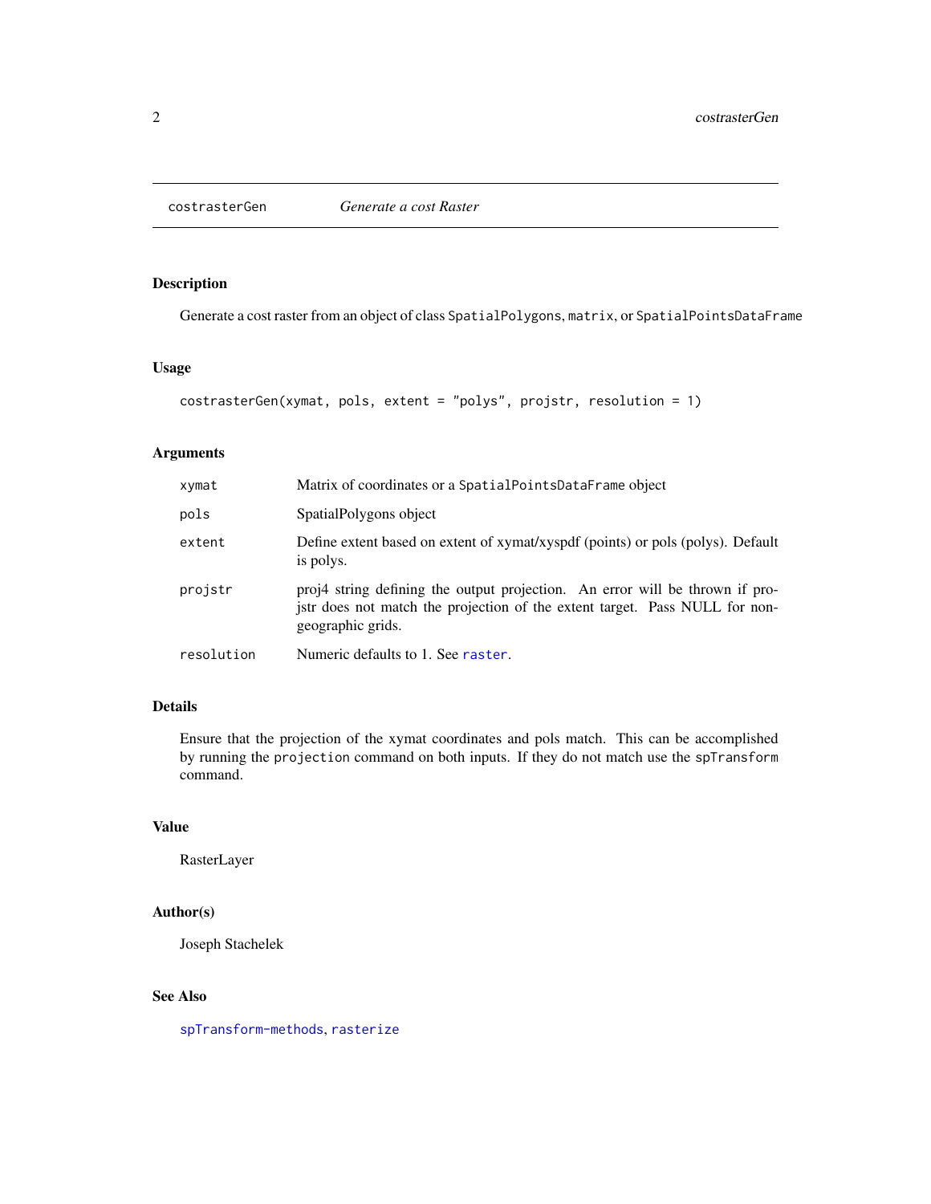# costrasterGen *Generate a cost Raster*

## Description

Generate a cost raster from an object of class `SpatialPolygons`, `matrix`, or `SpatialPointsDataFrame`

## Usage

```
costrasterGen(xymat, pols, extent = "polys", projstr, resolution = 1)
```

## Arguments

| Argument | Description |
| --- | --- |
| `xymat` | Matrix of coordinates or a `SpatialPointsDataFrame` object |
| `pols` | SpatialPolygons object |
| `extent` | Define extent based on extent of xymat/xyspdf (points) or pols (polys). Default is polys. |
| `projstr` | proj4 string defining the output projection. An error will be thrown if projstr does not match the projection of the extent target. Pass NULL for non-geographic grids. |
| `resolution` | Numeric defaults to 1. See `raster`. |

## Details

Ensure that the projection of the xymat coordinates and pols match. This can be accomplished by running the `projection` command on both inputs. If they do not match use the `spTransform` command.

## Value

RasterLayer

## Author(s)

Joseph Stachelek

## See Also

`spTransform-methods`, `rasterize`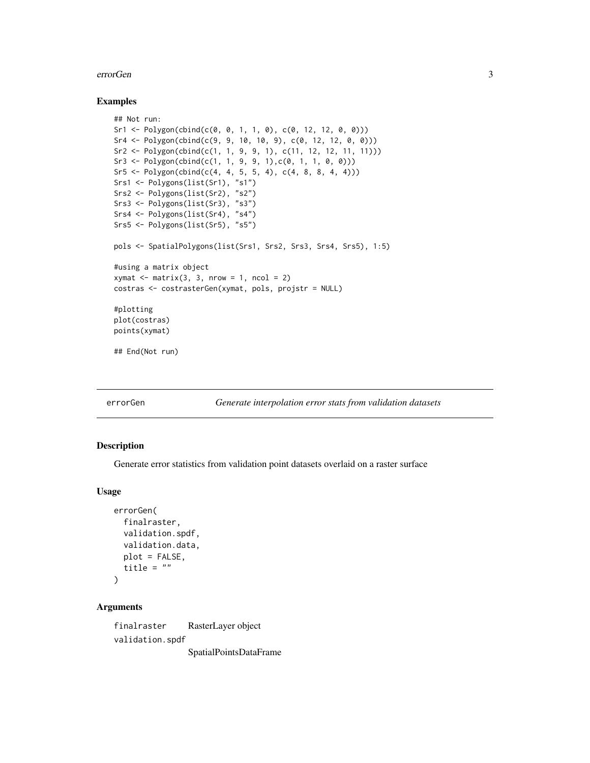### Examples

```
## Not run:
Sr1 <- Polygon(cbind(c(0, 0, 1, 1, 0), c(0, 12, 12, 0, 0)))
Sr4 <- Polygon(cbind(c(9, 9, 10, 10, 9), c(0, 12, 12, 0, 0)))
Sr2 <- Polygon(cbind(c(1, 1, 9, 9, 1), c(11, 12, 12, 11, 11)))
Sr3 <- Polygon(cbind(c(1, 1, 9, 9, 1),c(0, 1, 1, 0, 0)))
Sr5 <- Polygon(cbind(c(4, 4, 5, 5, 4), c(4, 8, 8, 4, 4)))
Srs1 <- Polygons(list(Sr1), "s1")
Srs2 <- Polygons(list(Sr2), "s2")
Srs3 <- Polygons(list(Sr3), "s3")
Srs4 <- Polygons(list(Sr4), "s4")
Srs5 <- Polygons(list(Sr5), "s5")

pols <- SpatialPolygons(list(Srs1, Srs2, Srs3, Srs4, Srs5), 1:5)

#using a matrix object
xymat <- matrix(3, 3, nrow = 1, ncol = 2)
costras <- costrasterGen(xymat, pols, projstr = NULL)

#plotting
plot(costras)
points(xymat)

## End(Not run)
```

---

## errorGen — *Generate interpolation error stats from validation datasets*

### Description

Generate error statistics from validation point datasets overlaid on a raster surface

### Usage

```
errorGen(
  finalraster,
  validation.spdf,
  validation.data,
  plot = FALSE,
  title = ""
)
```

### Arguments

`finalraster` RasterLayer object

`validation.spdf`
SpatialPointsDataFrame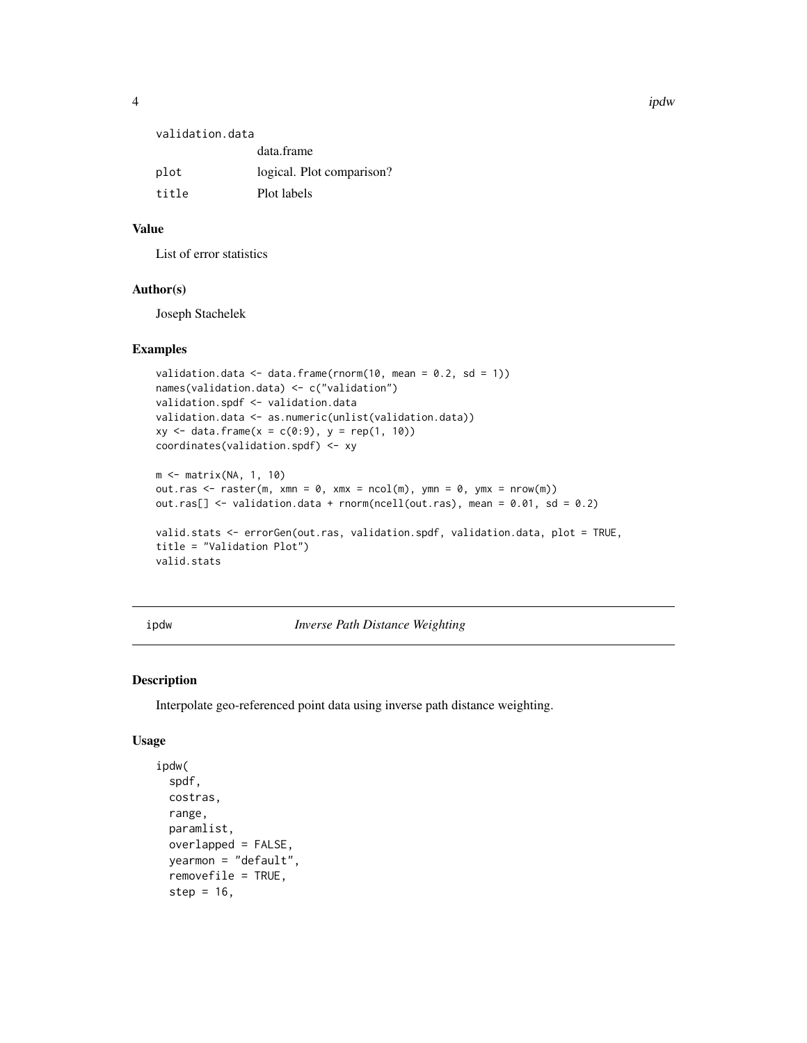| | |
|---|---|
| validation.data | data.frame |
| plot | logical. Plot comparison? |
| title | Plot labels |

### Value

List of error statistics

### Author(s)

Joseph Stachelek

### Examples

```
validation.data <- data.frame(rnorm(10, mean = 0.2, sd = 1))
names(validation.data) <- c("validation")
validation.spdf <- validation.data
validation.data <- as.numeric(unlist(validation.data))
xy <- data.frame(x = c(0:9), y = rep(1, 10))
coordinates(validation.spdf) <- xy

m <- matrix(NA, 1, 10)
out.ras <- raster(m, xmn = 0, xmx = ncol(m), ymn = 0, ymx = nrow(m))
out.ras[] <- validation.data + rnorm(ncell(out.ras), mean = 0.01, sd = 0.2)

valid.stats <- errorGen(out.ras, validation.spdf, validation.data, plot = TRUE,
title = "Validation Plot")
valid.stats
```

## ipdw — *Inverse Path Distance Weighting*

### Description

Interpolate geo-referenced point data using inverse path distance weighting.

### Usage

```
ipdw(
  spdf,
  costras,
  range,
  paramlist,
  overlapped = FALSE,
  yearmon = "default",
  removefile = TRUE,
  step = 16,
```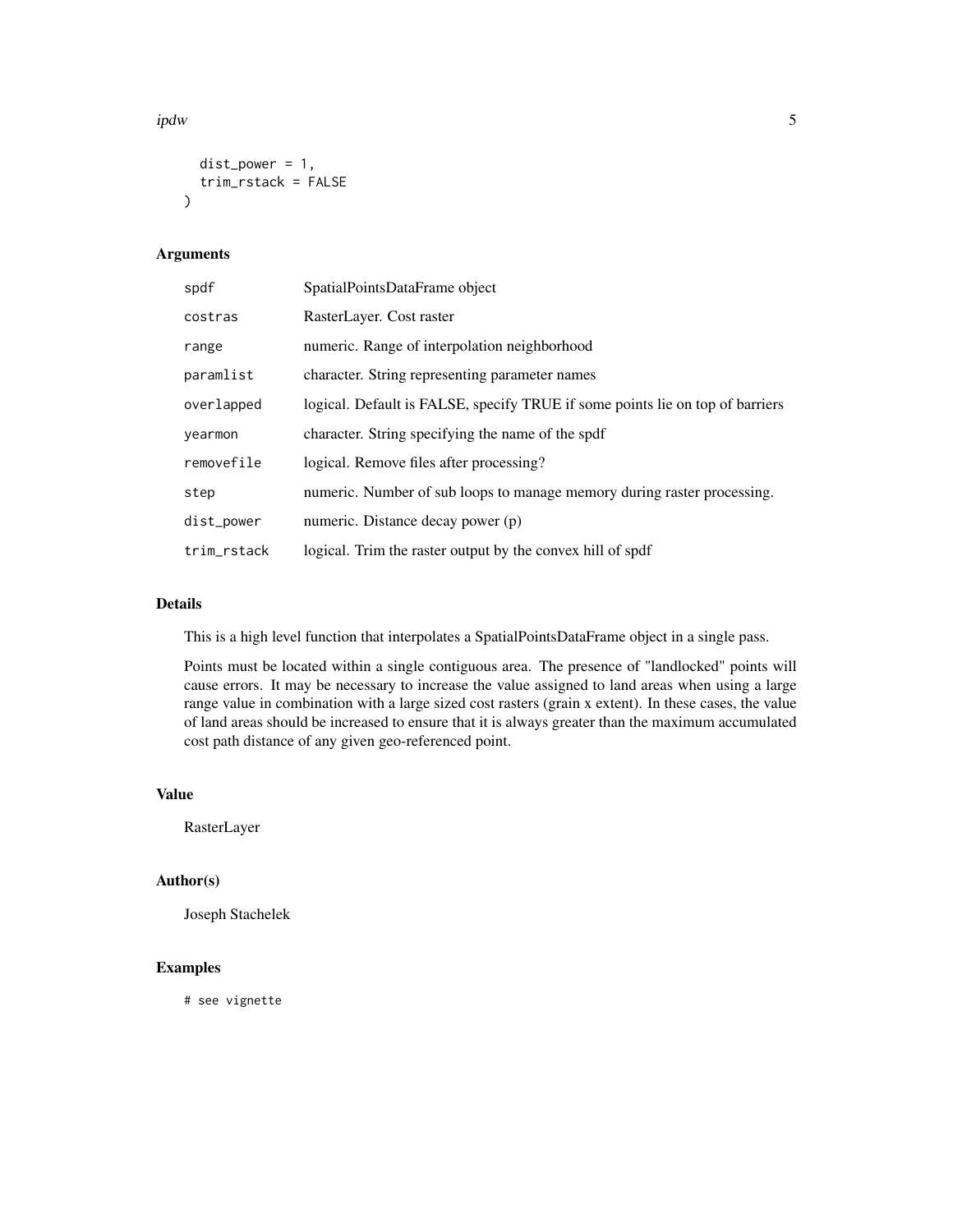```
  dist_power = 1,
  trim_rstack = FALSE
)
```

## Arguments

| | |
|---|---|
| spdf | SpatialPointsDataFrame object |
| costras | RasterLayer. Cost raster |
| range | numeric. Range of interpolation neighborhood |
| paramlist | character. String representing parameter names |
| overlapped | logical. Default is FALSE, specify TRUE if some points lie on top of barriers |
| yearmon | character. String specifying the name of the spdf |
| removefile | logical. Remove files after processing? |
| step | numeric. Number of sub loops to manage memory during raster processing. |
| dist_power | numeric. Distance decay power (p) |
| trim_rstack | logical. Trim the raster output by the convex hill of spdf |

## Details

This is a high level function that interpolates a SpatialPointsDataFrame object in a single pass.

Points must be located within a single contiguous area. The presence of "landlocked" points will cause errors. It may be necessary to increase the value assigned to land areas when using a large range value in combination with a large sized cost rasters (grain x extent). In these cases, the value of land areas should be increased to ensure that it is always greater than the maximum accumulated cost path distance of any given geo-referenced point.

## Value

RasterLayer

## Author(s)

Joseph Stachelek

## Examples

```
# see vignette
```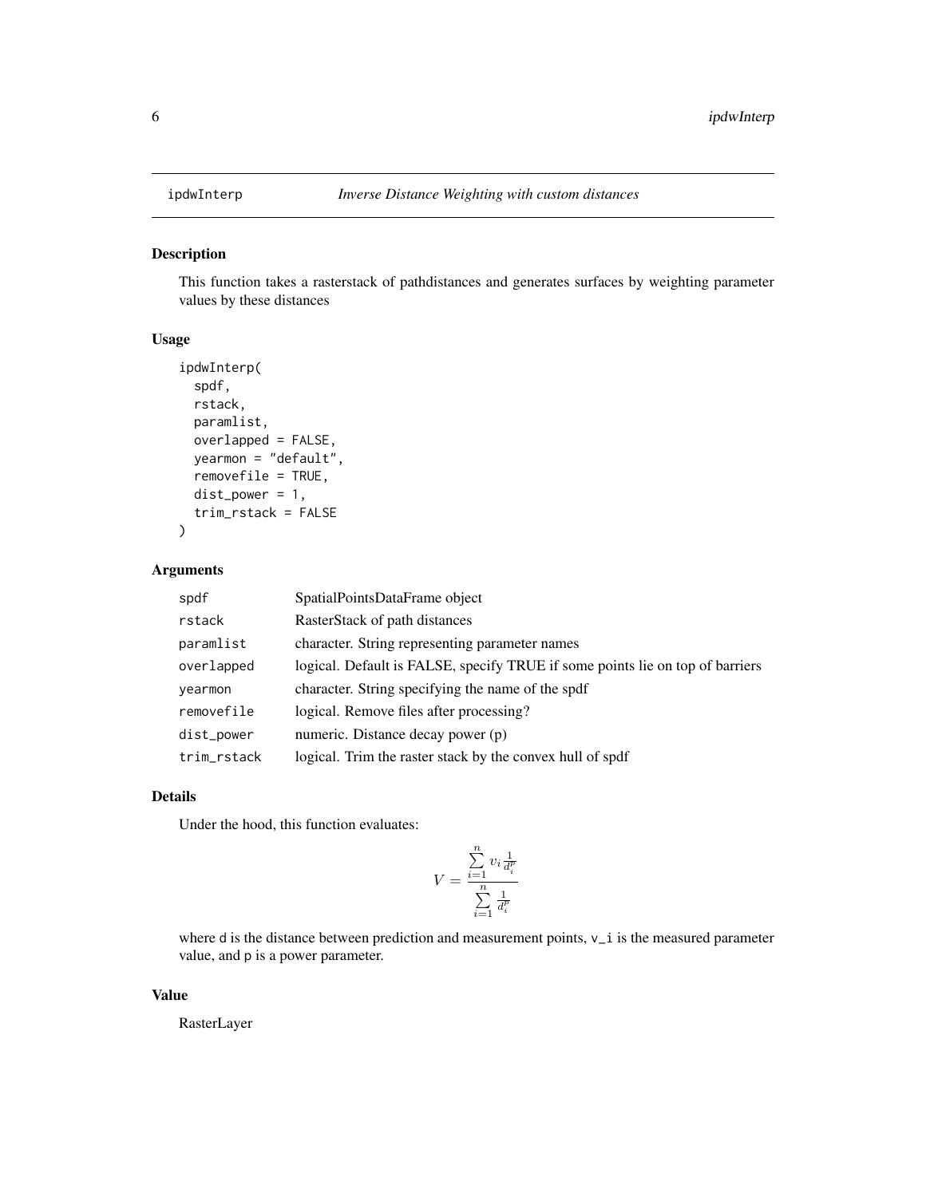ipdwInterp *Inverse Distance Weighting with custom distances*

## Description

This function takes a rasterstack of pathdistances and generates surfaces by weighting parameter values by these distances

## Usage

```
ipdwInterp(
  spdf,
  rstack,
  paramlist,
  overlapped = FALSE,
  yearmon = "default",
  removefile = TRUE,
  dist_power = 1,
  trim_rstack = FALSE
)
```

## Arguments

| | |
|---|---|
| spdf | SpatialPointsDataFrame object |
| rstack | RasterStack of path distances |
| paramlist | character. String representing parameter names |
| overlapped | logical. Default is FALSE, specify TRUE if some points lie on top of barriers |
| yearmon | character. String specifying the name of the spdf |
| removefile | logical. Remove files after processing? |
| dist_power | numeric. Distance decay power (p) |
| trim_rstack | logical. Trim the raster stack by the convex hull of spdf |

## Details

Under the hood, this function evaluates:

$$V = \frac{\sum_{i=1}^{n} v_i \frac{1}{d_i^p}}{\sum_{i=1}^{n} \frac{1}{d_i^p}}$$

where d is the distance between prediction and measurement points, v_i is the measured parameter value, and p is a power parameter.

## Value

RasterLayer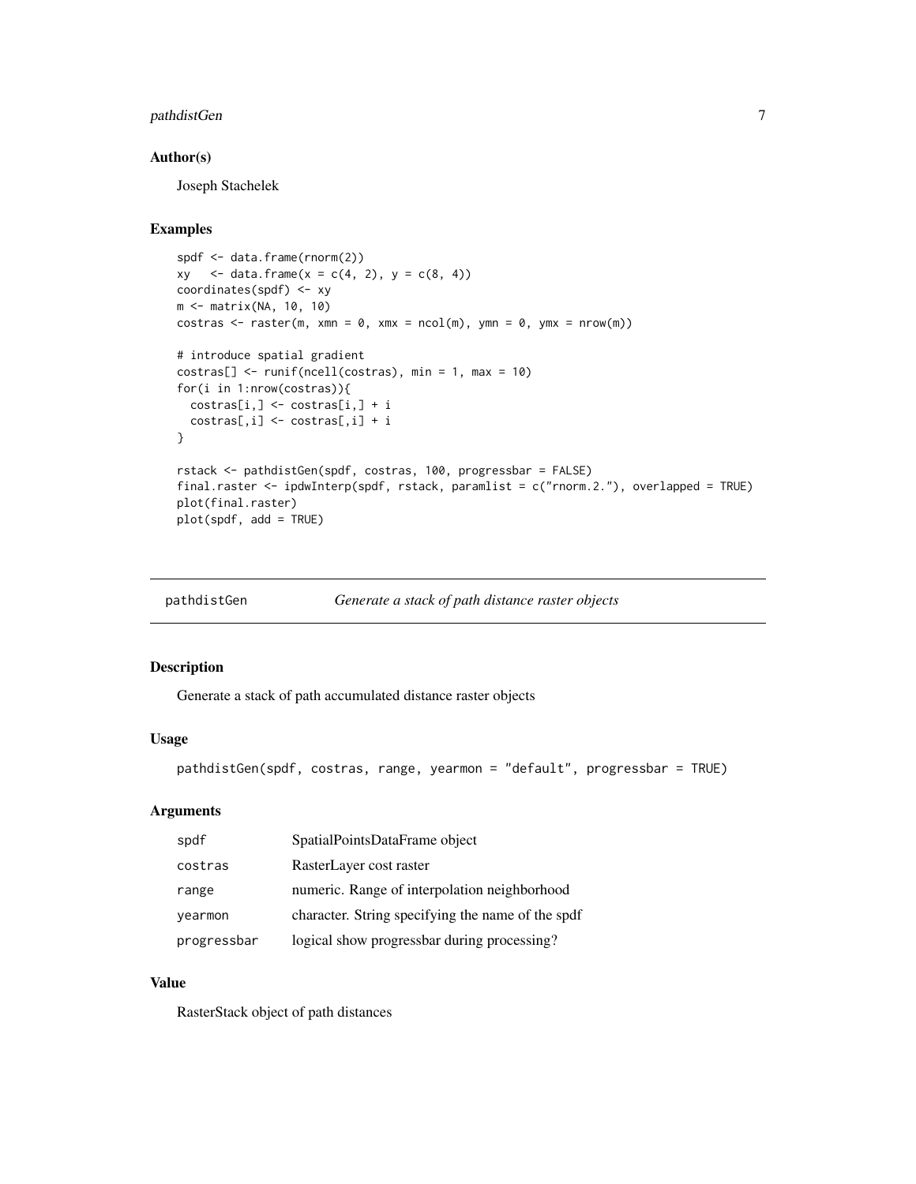### Author(s)

Joseph Stachelek

### Examples

```
spdf <- data.frame(rnorm(2))
xy   <- data.frame(x = c(4, 2), y = c(8, 4))
coordinates(spdf) <- xy
m <- matrix(NA, 10, 10)
costras <- raster(m, xmn = 0, xmx = ncol(m), ymn = 0, ymx = nrow(m))

# introduce spatial gradient
costras[] <- runif(ncell(costras), min = 1, max = 10)
for(i in 1:nrow(costras)){
  costras[i,] <- costras[i,] + i
  costras[,i] <- costras[,i] + i
}

rstack <- pathdistGen(spdf, costras, 100, progressbar = FALSE)
final.raster <- ipdwInterp(spdf, rstack, paramlist = c("rnorm.2."), overlapped = TRUE)
plot(final.raster)
plot(spdf, add = TRUE)
```

---

## pathdistGen — *Generate a stack of path distance raster objects*

### Description

Generate a stack of path accumulated distance raster objects

### Usage

```
pathdistGen(spdf, costras, range, yearmon = "default", progressbar = TRUE)
```

### Arguments

| Argument | Description |
|---|---|
| spdf | SpatialPointsDataFrame object |
| costras | RasterLayer cost raster |
| range | numeric. Range of interpolation neighborhood |
| yearmon | character. String specifying the name of the spdf |
| progressbar | logical show progressbar during processing? |

### Value

RasterStack object of path distances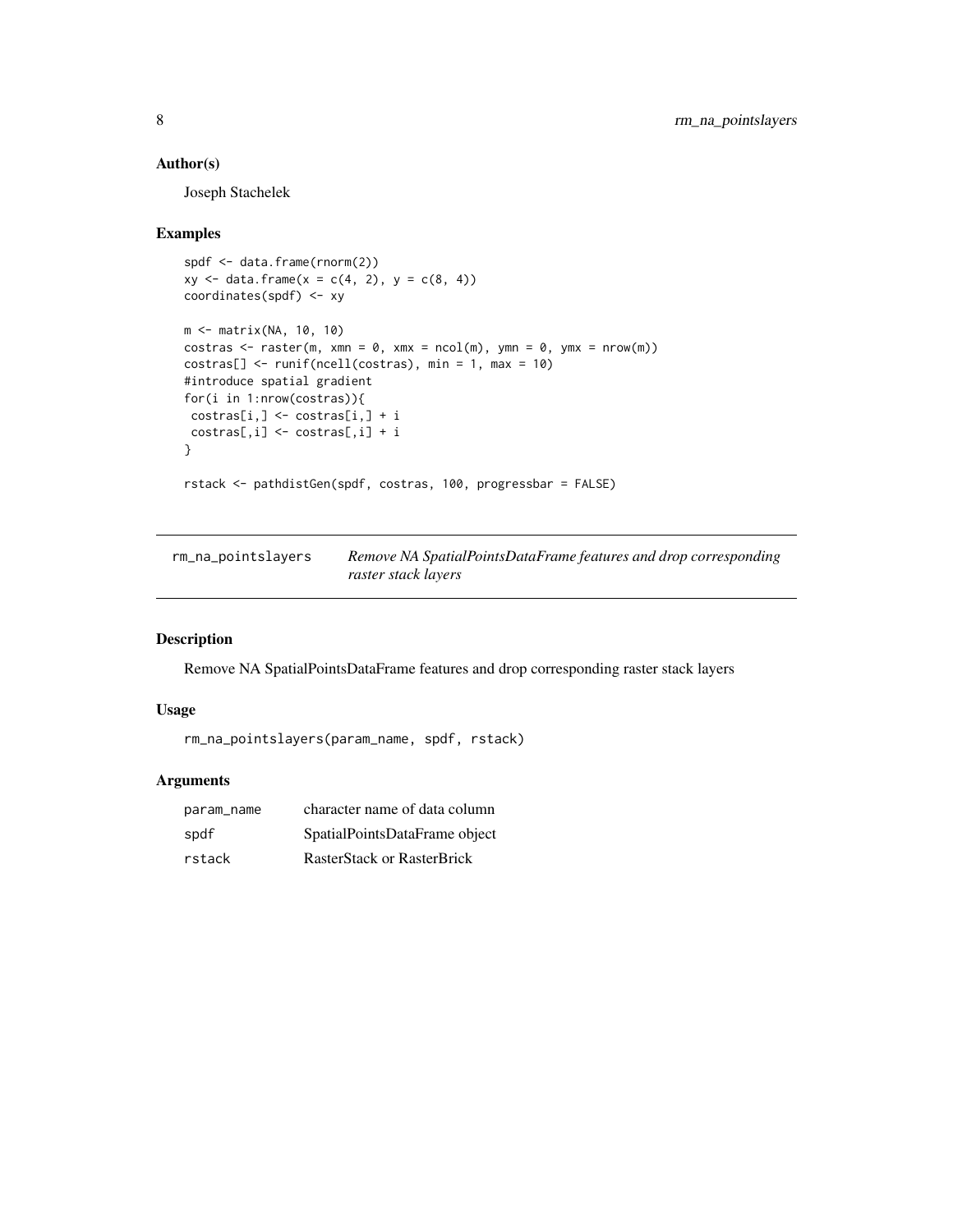## Author(s)

Joseph Stachelek

## Examples

```
spdf <- data.frame(rnorm(2))
xy <- data.frame(x = c(4, 2), y = c(8, 4))
coordinates(spdf) <- xy

m <- matrix(NA, 10, 10)
costras <- raster(m, xmn = 0, xmx = ncol(m), ymn = 0, ymx = nrow(m))
costras[] <- runif(ncell(costras), min = 1, max = 10)
#introduce spatial gradient
for(i in 1:nrow(costras)){
 costras[i,] <- costras[i,] + i
 costras[,i] <- costras[,i] + i
}

rstack <- pathdistGen(spdf, costras, 100, progressbar = FALSE)
```

---

# rm_na_pointslayers

*Remove NA SpatialPointsDataFrame features and drop corresponding raster stack layers*

## Description

Remove NA SpatialPointsDataFrame features and drop corresponding raster stack layers

## Usage

```
rm_na_pointslayers(param_name, spdf, rstack)
```

## Arguments

| | |
|---|---|
| param_name | character name of data column |
| spdf | SpatialPointsDataFrame object |
| rstack | RasterStack or RasterBrick |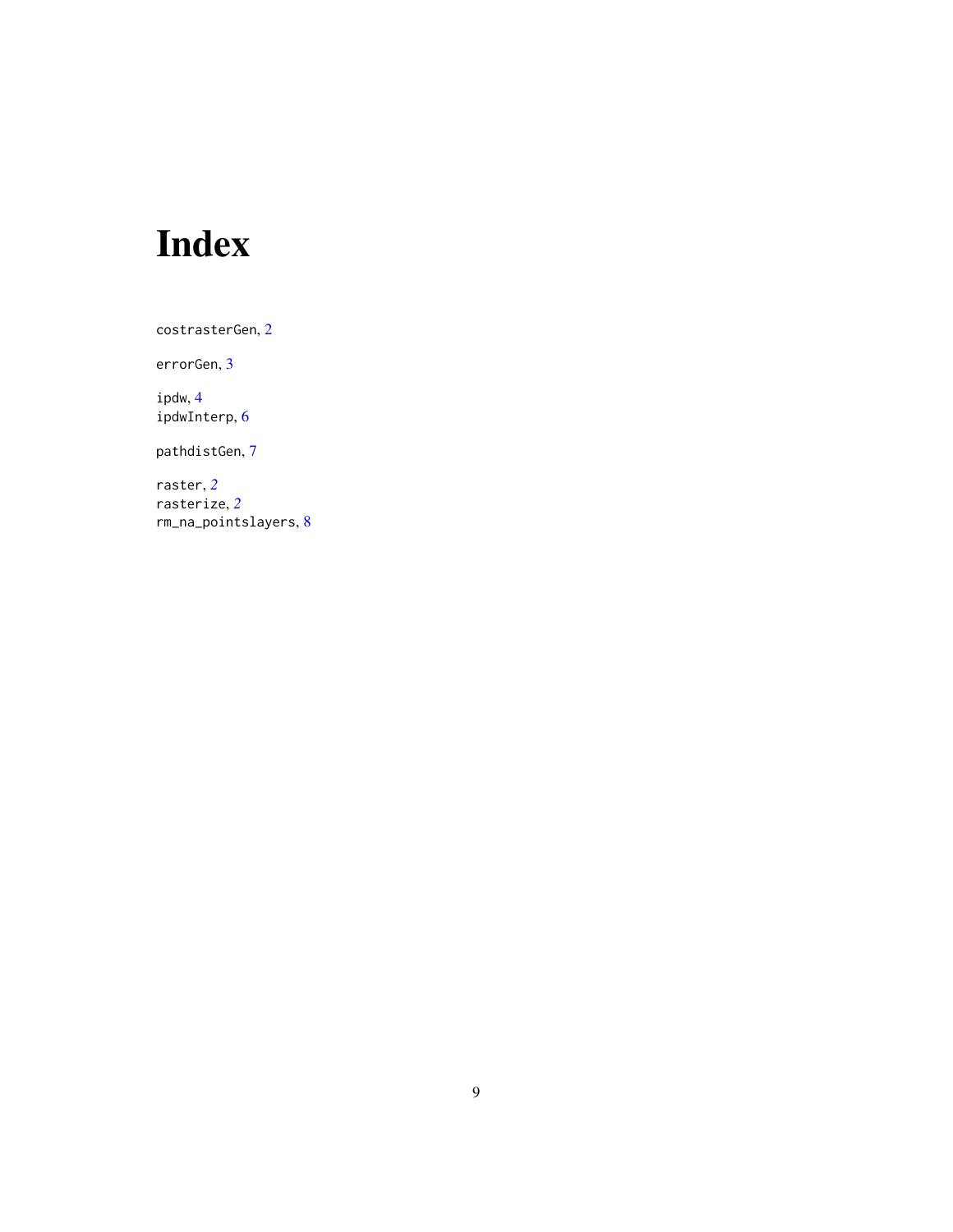# Index

costrasterGen, 2

errorGen, 3

ipdw, 4
ipdwInterp, 6

pathdistGen, 7

raster, *2*
rasterize, *2*
rm_na_pointslayers, 8